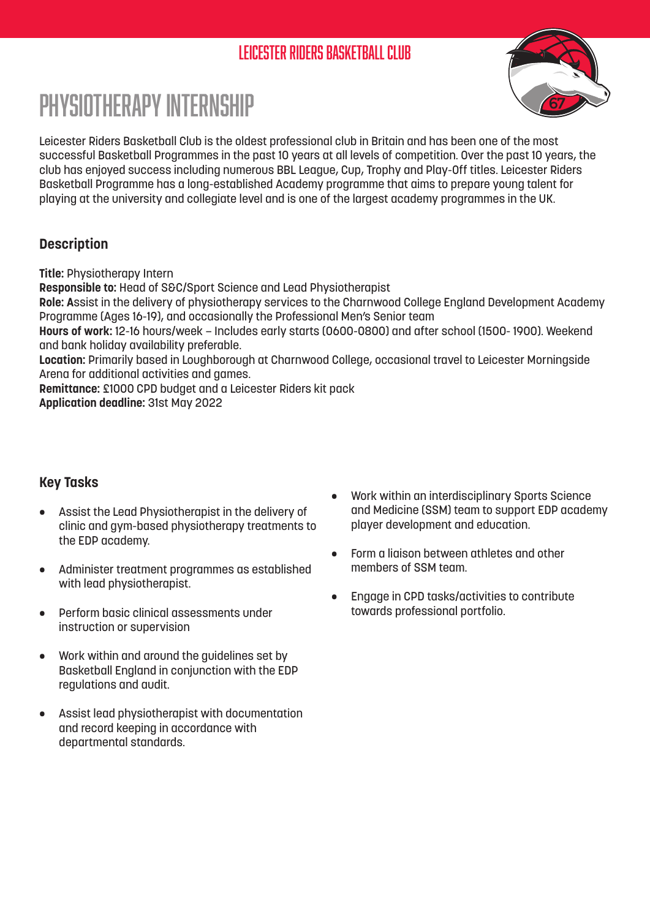LEICESTER RIDERS BASKETBALL CLUB

# PHYSIOTHERAPY INTERNSHIP

Leicester Riders Basketball Club is the oldest professional club in Britain and has been one of the most successful Basketball Programmes in the past 10 years at all levels of competition. Over the past 10 years, the club has enjoyed success including numerous BBL League, Cup, Trophy and Play-Off titles. Leicester Riders Basketball Programme has a long-established Academy programme that aims to prepare young talent for playing at the university and collegiate level and is one of the largest academy programmes in the UK.

## Description

**Title:** Physiotherapy Intern
**Responsible to:** Head of S&C/Sport Science and Lead Physiotherapist
**Role:** Assist in the delivery of physiotherapy services to the Charnwood College England Development Academy Programme (Ages 16-19), and occasionally the Professional Men's Senior team
**Hours of work:** 12-16 hours/week – Includes early starts (0600-0800) and after school (1500- 1900). Weekend and bank holiday availability preferable.
**Location:** Primarily based in Loughborough at Charnwood College, occasional travel to Leicester Morningside Arena for additional activities and games.
**Remittance:** £1000 CPD budget and a Leicester Riders kit pack
**Application deadline:** 31st May 2022

## Key Tasks

- Assist the Lead Physiotherapist in the delivery of clinic and gym-based physiotherapy treatments to the EDP academy.
- Administer treatment programmes as established with lead physiotherapist.
- Perform basic clinical assessments under instruction or supervision
- Work within and around the guidelines set by Basketball England in conjunction with the EDP regulations and audit.
- Assist lead physiotherapist with documentation and record keeping in accordance with departmental standards.
- Work within an interdisciplinary Sports Science and Medicine (SSM) team to support EDP academy player development and education.
- Form a liaison between athletes and other members of SSM team.
- Engage in CPD tasks/activities to contribute towards professional portfolio.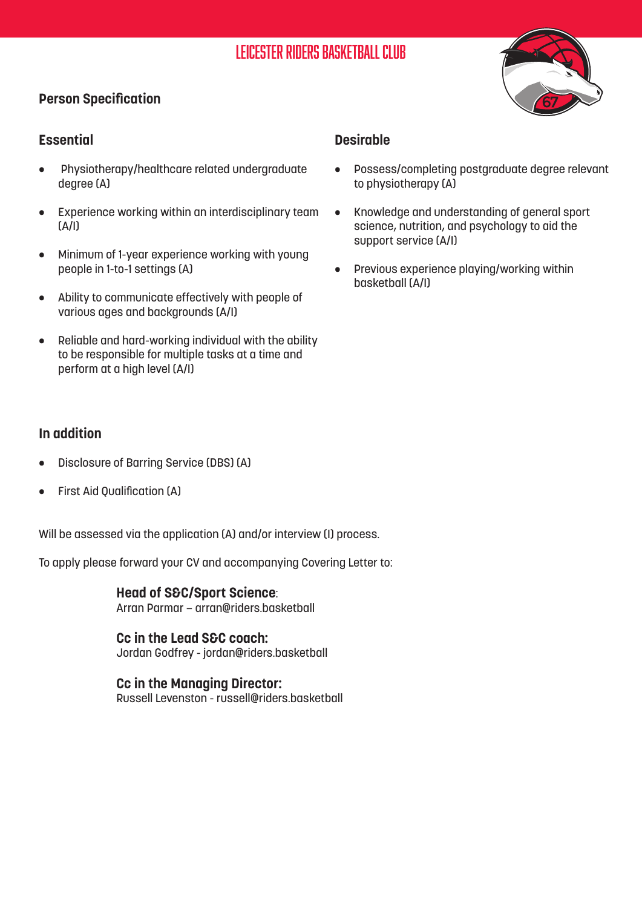# LEICESTER RIDERS BASKETBALL CLUB

## Person Specification

### Essential

- Physiotherapy/healthcare related undergraduate degree (A)
- Experience working within an interdisciplinary team (A/I)
- Minimum of 1-year experience working with young people in 1-to-1 settings (A)
- Ability to communicate effectively with people of various ages and backgrounds (A/I)
- Reliable and hard-working individual with the ability to be responsible for multiple tasks at a time and perform at a high level (A/I)

### Desirable

- Possess/completing postgraduate degree relevant to physiotherapy (A)
- Knowledge and understanding of general sport science, nutrition, and psychology to aid the support service (A/I)
- Previous experience playing/working within basketball (A/I)

### In addition

- Disclosure of Barring Service (DBS) (A)
- First Aid Qualification (A)

Will be assessed via the application (A) and/or interview (I) process.

To apply please forward your CV and accompanying Covering Letter to:

**Head of S&C/Sport Science**:
Arran Parmar – arran@riders.basketball

**Cc in the Lead S&C coach:**
Jordan Godfrey - jordan@riders.basketball

**Cc in the Managing Director:**
Russell Levenston - russell@riders.basketball